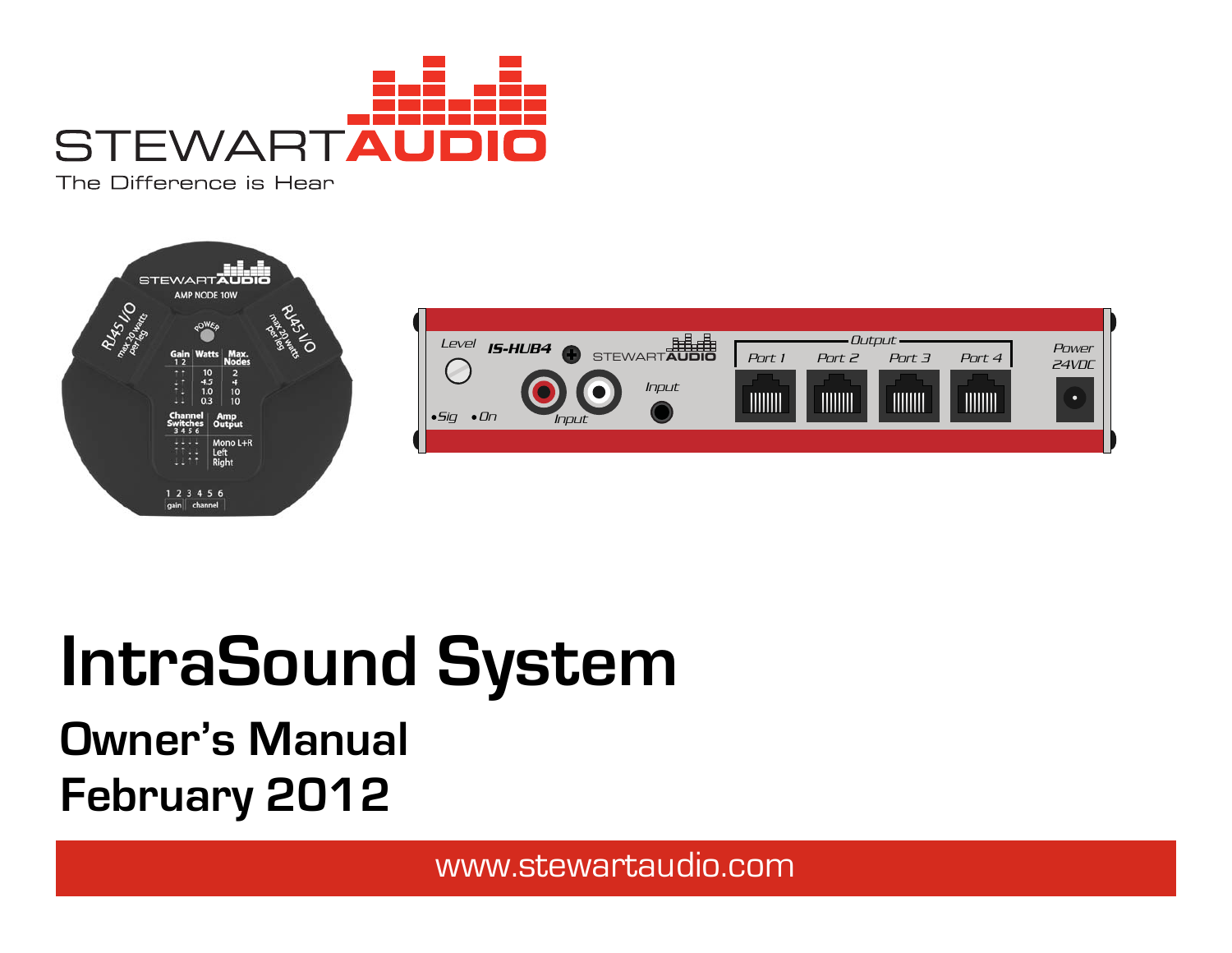STEWARTAUDIO

The Difference is Hear

# IntraSound System

## Owner's Manual
## February 2012

www.stewartaudio.com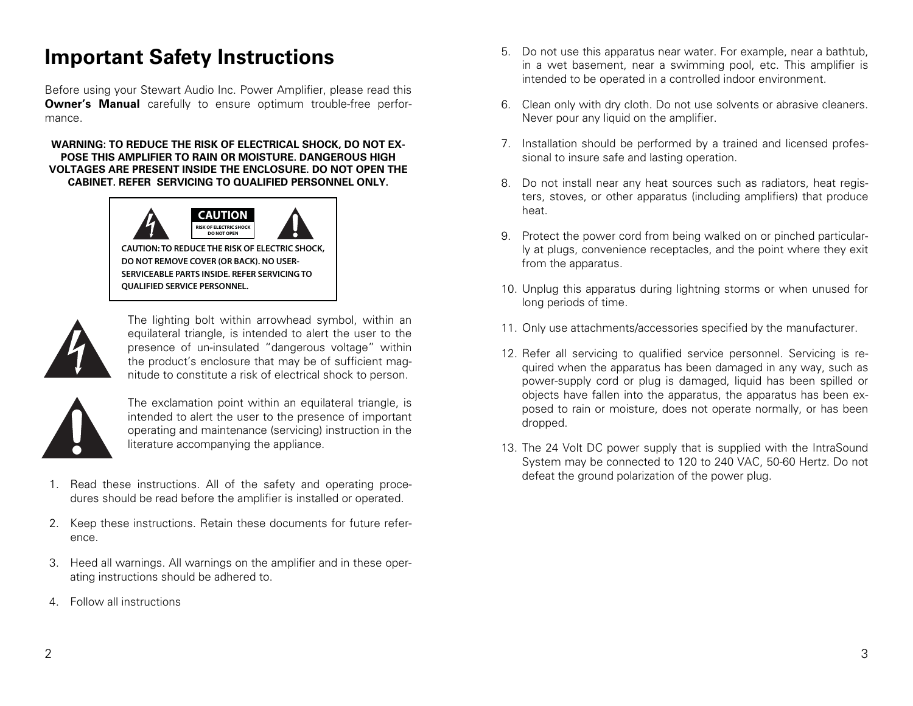# Important Safety Instructions

Before using your Stewart Audio Inc. Power Amplifier, please read this **Owner's Manual** carefully to ensure optimum trouble-free performance.

**WARNING: TO REDUCE THE RISK OF ELECTRICAL SHOCK, DO NOT EXPOSE THIS AMPLIFIER TO RAIN OR MOISTURE. DANGEROUS HIGH VOLTAGES ARE PRESENT INSIDE THE ENCLOSURE. DO NOT OPEN THE CABINET. REFER SERVICING TO QUALIFIED PERSONNEL ONLY.**

**CAUTION**
RISK OF ELECTRIC SHOCK
DO NOT OPEN

**CAUTION: TO REDUCE THE RISK OF ELECTRIC SHOCK, DO NOT REMOVE COVER (OR BACK). NO USER-SERVICEABLE PARTS INSIDE. REFER SERVICING TO QUALIFIED SERVICE PERSONNEL.**

The lighting bolt within arrowhead symbol, within an equilateral triangle, is intended to alert the user to the presence of un-insulated "dangerous voltage" within the product's enclosure that may be of sufficient magnitude to constitute a risk of electrical shock to person.

The exclamation point within an equilateral triangle, is intended to alert the user to the presence of important operating and maintenance (servicing) instruction in the literature accompanying the appliance.

1. Read these instructions. All of the safety and operating procedures should be read before the amplifier is installed or operated.
2. Keep these instructions. Retain these documents for future reference.
3. Heed all warnings. All warnings on the amplifier and in these operating instructions should be adhered to.
4. Follow all instructions
5. Do not use this apparatus near water. For example, near a bathtub, in a wet basement, near a swimming pool, etc. This amplifier is intended to be operated in a controlled indoor environment.
6. Clean only with dry cloth. Do not use solvents or abrasive cleaners. Never pour any liquid on the amplifier.
7. Installation should be performed by a trained and licensed professional to insure safe and lasting operation.
8. Do not install near any heat sources such as radiators, heat registers, stoves, or other apparatus (including amplifiers) that produce heat.
9. Protect the power cord from being walked on or pinched particularly at plugs, convenience receptacles, and the point where they exit from the apparatus.
10. Unplug this apparatus during lightning storms or when unused for long periods of time.
11. Only use attachments/accessories specified by the manufacturer.
12. Refer all servicing to qualified service personnel. Servicing is required when the apparatus has been damaged in any way, such as power-supply cord or plug is damaged, liquid has been spilled or objects have fallen into the apparatus, the apparatus has been exposed to rain or moisture, does not operate normally, or has been dropped.
13. The 24 Volt DC power supply that is supplied with the IntraSound System may be connected to 120 to 240 VAC, 50-60 Hertz. Do not defeat the ground polarization of the power plug.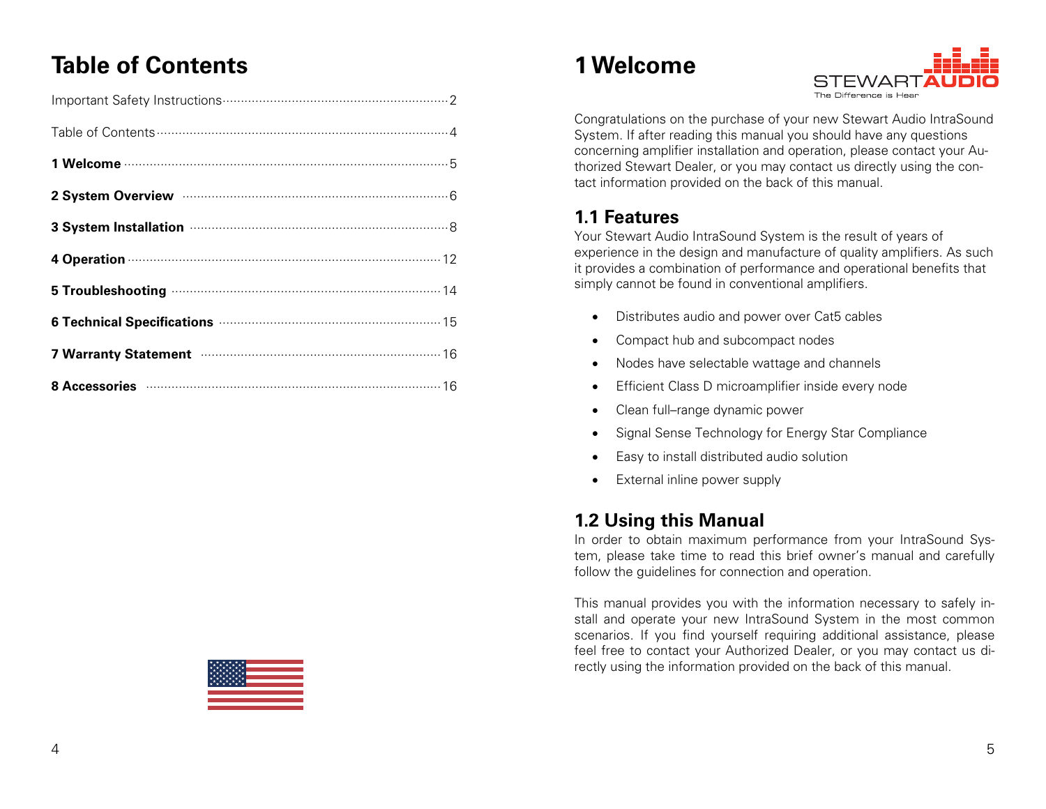# Table of Contents

| | |
|---|---|
| Important Safety Instructions | 2 |
| Table of Contents | 4 |
| **1 Welcome** | 5 |
| **2 System Overview** | 6 |
| **3 System Installation** | 8 |
| **4 Operation** | 12 |
| **5 Troubleshooting** | 14 |
| **6 Technical Specifications** | 15 |
| **7 Warranty Statement** | 16 |
| **8 Accessories** | 16 |

# 1 Welcome

STEWART AUDIO
The Difference is Hear

Congratulations on the purchase of your new Stewart Audio IntraSound System. If after reading this manual you should have any questions concerning amplifier installation and operation, please contact your Authorized Stewart Dealer, or you may contact us directly using the contact information provided on the back of this manual.

## 1.1 Features

Your Stewart Audio IntraSound System is the result of years of experience in the design and manufacture of quality amplifiers. As such it provides a combination of performance and operational benefits that simply cannot be found in conventional amplifiers.

- Distributes audio and power over Cat5 cables
- Compact hub and subcompact nodes
- Nodes have selectable wattage and channels
- Efficient Class D microamplifier inside every node
- Clean full–range dynamic power
- Signal Sense Technology for Energy Star Compliance
- Easy to install distributed audio solution
- External inline power supply

## 1.2 Using this Manual

In order to obtain maximum performance from your IntraSound System, please take time to read this brief owner's manual and carefully follow the guidelines for connection and operation.

This manual provides you with the information necessary to safely install and operate your new IntraSound System in the most common scenarios. If you find yourself requiring additional assistance, please feel free to contact your Authorized Dealer, or you may contact us directly using the information provided on the back of this manual.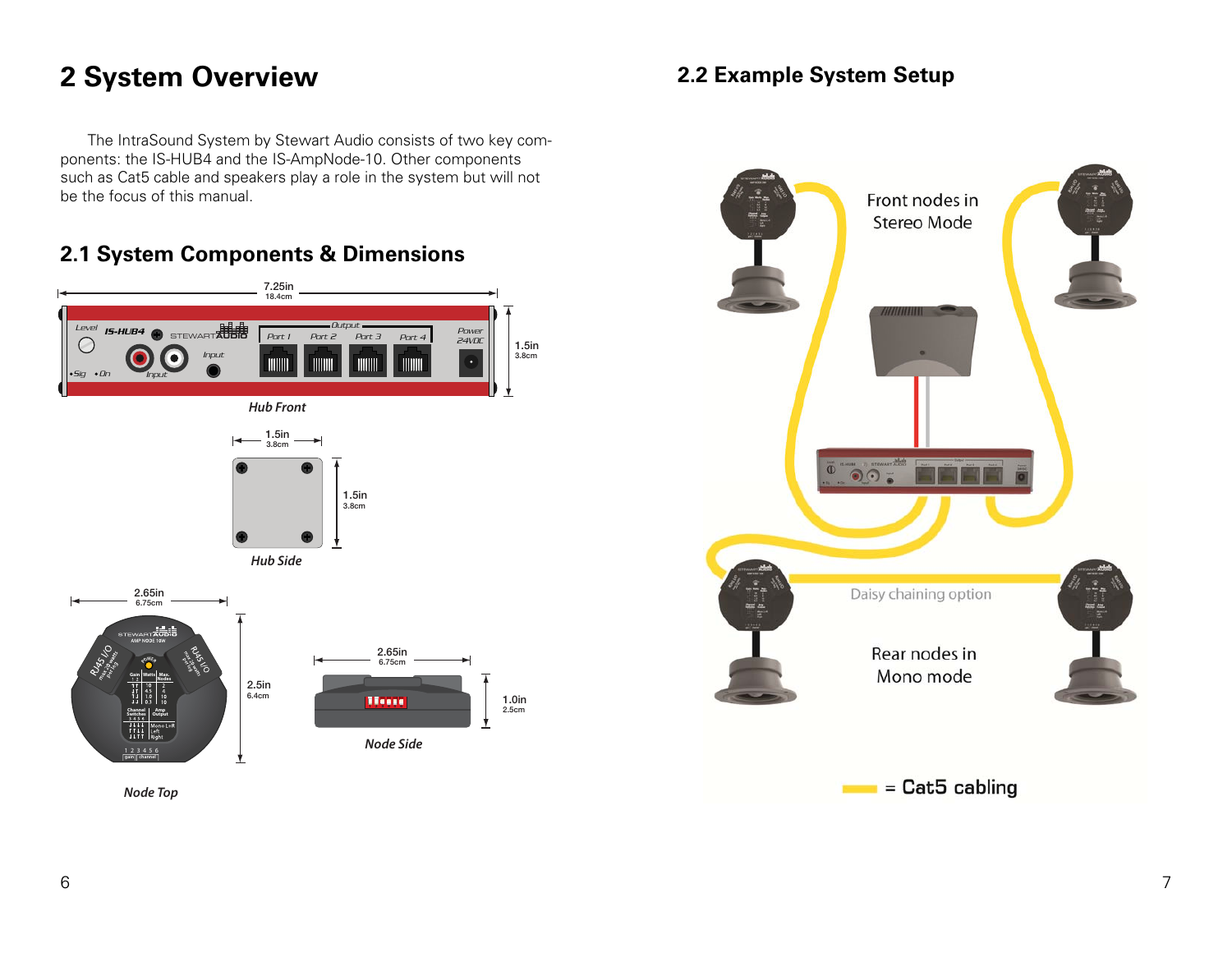# 2 System Overview

The IntraSound System by Stewart Audio consists of two key components: the IS-HUB4 and the IS-AmpNode-10. Other components such as Cat5 cable and speakers play a role in the system but will not be the focus of this manual.

## 2.1 System Components & Dimensions

7.25in
18.4cm

1.5in
3.8cm

*Hub Front*

1.5in
3.8cm

1.5in
3.8cm

*Hub Side*

2.65in
6.75cm

2.5in
6.4cm

*Node Top*

2.65in
6.75cm

1.0in
2.5cm

*Node Side*

## 2.2 Example System Setup

Front nodes in Stereo Mode

Daisy chaining option

Rear nodes in Mono mode

= Cat5 cabling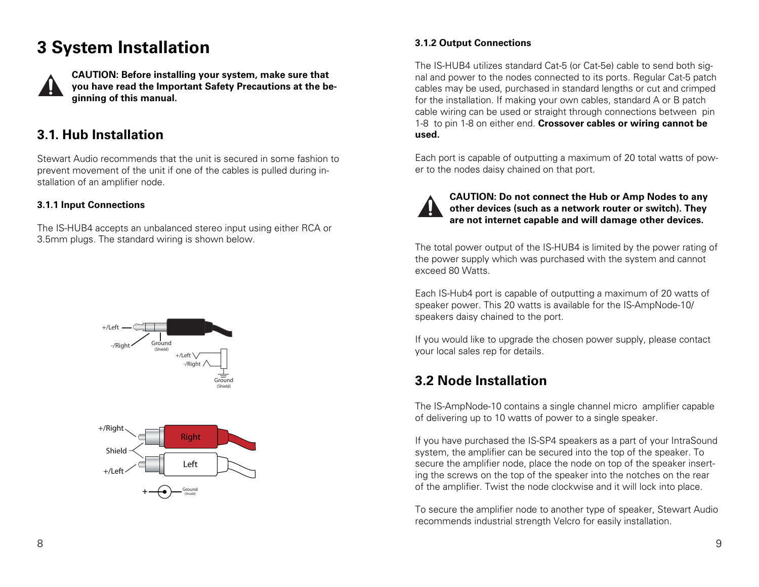# 3 System Installation

**CAUTION: Before installing your system, make sure that you have read the Important Safety Precautions at the beginning of this manual.**

## 3.1. Hub Installation

Stewart Audio recommends that the unit is secured in some fashion to prevent movement of the unit if one of the cables is pulled during installation of an amplifier node.

### 3.1.1 Input Connections

The IS-HUB4 accepts an unbalanced stereo input using either RCA or 3.5mm plugs. The standard wiring is shown below.

+/Left

-/Right

Ground (Shield)

+/Left

-/Right

Ground (Shield)

+/Right

Shield

+/Left

Right

Left

\+ Ground (Shield)

### 3.1.2 Output Connections

The IS-HUB4 utilizes standard Cat-5 (or Cat-5e) cable to send both signal and power to the nodes connected to its ports. Regular Cat-5 patch cables may be used, purchased in standard lengths or cut and crimped for the installation. If making your own cables, standard A or B patch cable wiring can be used or straight through connections between pin 1-8 to pin 1-8 on either end. **Crossover cables or wiring cannot be used.**

Each port is capable of outputting a maximum of 20 total watts of power to the nodes daisy chained on that port.

**CAUTION: Do not connect the Hub or Amp Nodes to any other devices (such as a network router or switch). They are not internet capable and will damage other devices.**

The total power output of the IS-HUB4 is limited by the power rating of the power supply which was purchased with the system and cannot exceed 80 Watts.

Each IS-Hub4 port is capable of outputting a maximum of 20 watts of speaker power. This 20 watts is available for the IS-AmpNode-10/ speakers daisy chained to the port.

If you would like to upgrade the chosen power supply, please contact your local sales rep for details.

## 3.2 Node Installation

The IS-AmpNode-10 contains a single channel micro amplifier capable of delivering up to 10 watts of power to a single speaker.

If you have purchased the IS-SP4 speakers as a part of your IntraSound system, the amplifier can be secured into the top of the speaker. To secure the amplifier node, place the node on top of the speaker inserting the screws on the top of the speaker into the notches on the rear of the amplifier. Twist the node clockwise and it will lock into place.

To secure the amplifier node to another type of speaker, Stewart Audio recommends industrial strength Velcro for easily installation.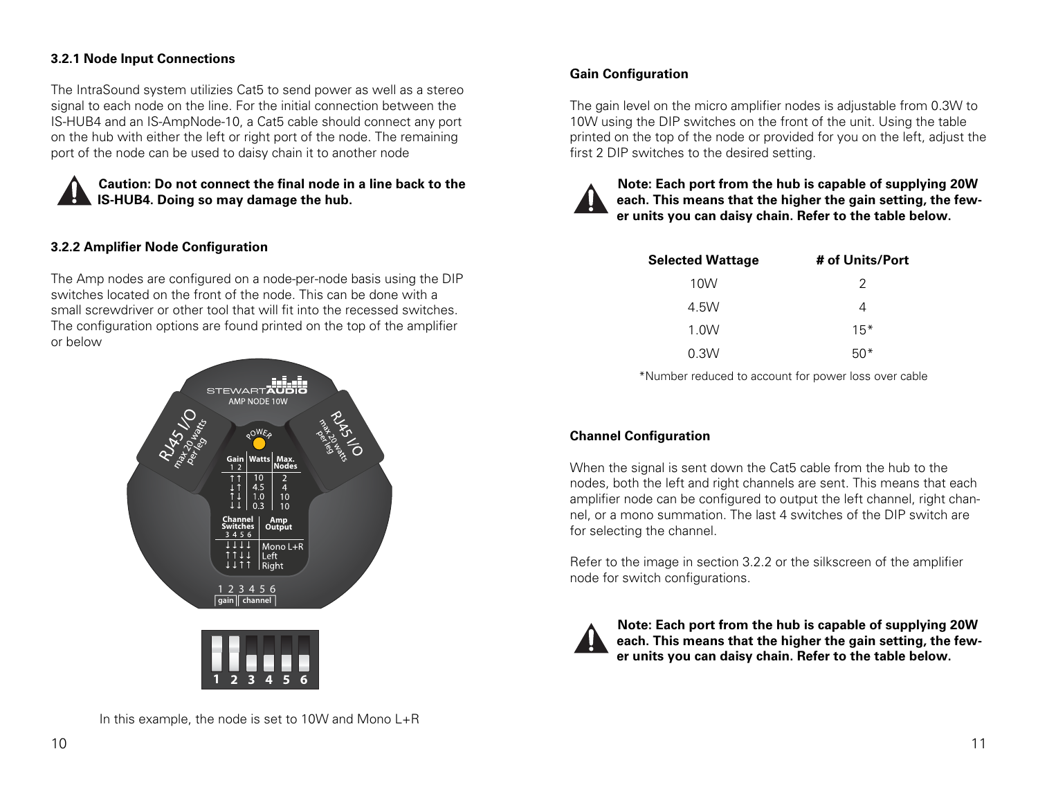### 3.2.1 Node Input Connections

The IntraSound system utilizies Cat5 to send power as well as a stereo signal to each node on the line. For the initial connection between the IS-HUB4 and an IS-AmpNode-10, a Cat5 cable should connect any port on the hub with either the left or right port of the node. The remaining port of the node can be used to daisy chain it to another node

**Caution: Do not connect the final node in a line back to the IS-HUB4. Doing so may damage the hub.**

### 3.2.2 Amplifier Node Configuration

The Amp nodes are configured on a node-per-node basis using the DIP switches located on the front of the node. This can be done with a small screwdriver or other tool that will fit into the recessed switches. The configuration options are found printed on the top of the amplifier or below

In this example, the node is set to 10W and Mono L+R

### Gain Configuration

The gain level on the micro amplifier nodes is adjustable from 0.3W to 10W using the DIP switches on the front of the unit. Using the table printed on the top of the node or provided for you on the left, adjust the first 2 DIP switches to the desired setting.

**Note: Each port from the hub is capable of supplying 20W each. This means that the higher the gain setting, the fewer units you can daisy chain. Refer to the table below.**

| Selected Wattage | # of Units/Port |
|---|---|
| 10W | 2 |
| 4.5W | 4 |
| 1.0W | 15* |
| 0.3W | 50* |

*Number reduced to account for power loss over cable

### Channel Configuration

When the signal is sent down the Cat5 cable from the hub to the nodes, both the left and right channels are sent. This means that each amplifier node can be configured to output the left channel, right channel, or a mono summation. The last 4 switches of the DIP switch are for selecting the channel.

Refer to the image in section 3.2.2 or the silkscreen of the amplifier node for switch configurations.

**Note: Each port from the hub is capable of supplying 20W each. This means that the higher the gain setting, the fewer units you can daisy chain. Refer to the table below.**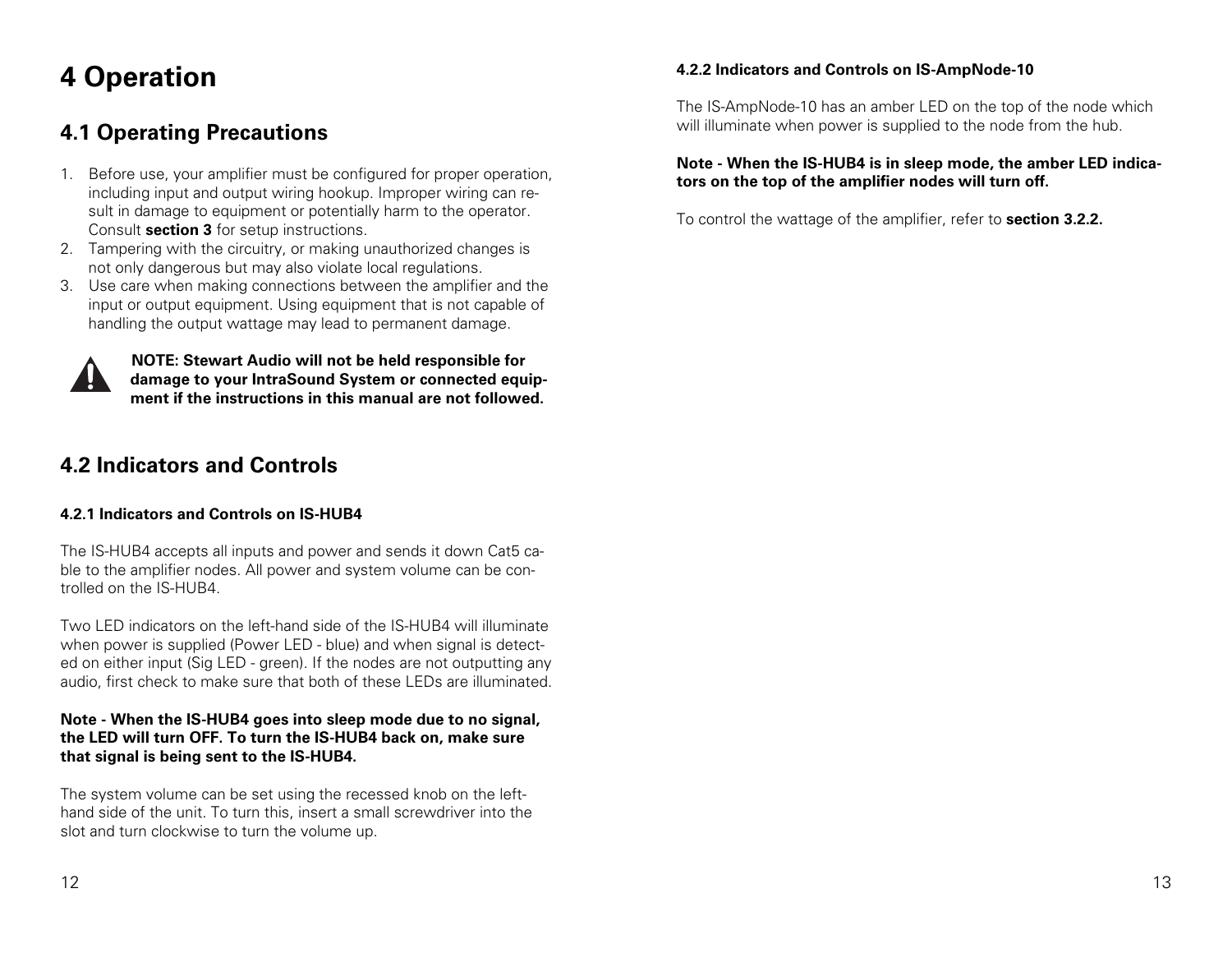# 4 Operation

## 4.1 Operating Precautions

1. Before use, your amplifier must be configured for proper operation, including input and output wiring hookup. Improper wiring can result in damage to equipment or potentially harm to the operator. Consult **section 3** for setup instructions.
2. Tampering with the circuitry, or making unauthorized changes is not only dangerous but may also violate local regulations.
3. Use care when making connections between the amplifier and the input or output equipment. Using equipment that is not capable of handling the output wattage may lead to permanent damage.

**NOTE: Stewart Audio will not be held responsible for damage to your IntraSound System or connected equipment if the instructions in this manual are not followed.**

## 4.2 Indicators and Controls

### 4.2.1 Indicators and Controls on IS-HUB4

The IS-HUB4 accepts all inputs and power and sends it down Cat5 cable to the amplifier nodes. All power and system volume can be controlled on the IS-HUB4.

Two LED indicators on the left-hand side of the IS-HUB4 will illuminate when power is supplied (Power LED - blue) and when signal is detected on either input (Sig LED - green). If the nodes are not outputting any audio, first check to make sure that both of these LEDs are illuminated.

**Note - When the IS-HUB4 goes into sleep mode due to no signal, the LED will turn OFF. To turn the IS-HUB4 back on, make sure that signal is being sent to the IS-HUB4.**

The system volume can be set using the recessed knob on the left-hand side of the unit. To turn this, insert a small screwdriver into the slot and turn clockwise to turn the volume up.

### 4.2.2 Indicators and Controls on IS-AmpNode-10

The IS-AmpNode-10 has an amber LED on the top of the node which will illuminate when power is supplied to the node from the hub.

**Note - When the IS-HUB4 is in sleep mode, the amber LED indicators on the top of the amplifier nodes will turn off.**

To control the wattage of the amplifier, refer to **section 3.2.2.**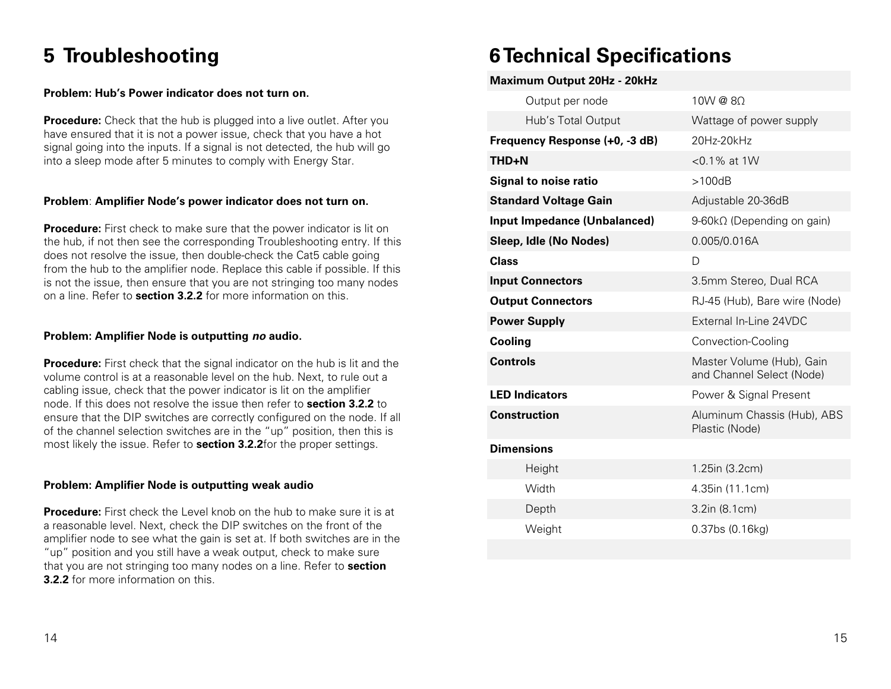# 5 Troubleshooting

**Problem: Hub's Power indicator does not turn on.**

**Procedure:** Check that the hub is plugged into a live outlet. After you have ensured that it is not a power issue, check that you have a hot signal going into the inputs. If a signal is not detected, the hub will go into a sleep mode after 5 minutes to comply with Energy Star.

**Problem**: **Amplifier Node's power indicator does not turn on.**

**Procedure:** First check to make sure that the power indicator is lit on the hub, if not then see the corresponding Troubleshooting entry. If this does not resolve the issue, then double-check the Cat5 cable going from the hub to the amplifier node. Replace this cable if possible. If this is not the issue, then ensure that you are not stringing too many nodes on a line. Refer to **section 3.2.2** for more information on this.

**Problem: Amplifier Node is outputting *no* audio.**

**Procedure:** First check that the signal indicator on the hub is lit and the volume control is at a reasonable level on the hub. Next, to rule out a cabling issue, check that the power indicator is lit on the amplifier node. If this does not resolve the issue then refer to **section 3.2.2** to ensure that the DIP switches are correctly configured on the node. If all of the channel selection switches are in the "up" position, then this is most likely the issue. Refer to **section 3.2.2**for the proper settings.

**Problem: Amplifier Node is outputting weak audio**

**Procedure:** First check the Level knob on the hub to make sure it is at a reasonable level. Next, check the DIP switches on the front of the amplifier node to see what the gain is set at. If both switches are in the "up" position and you still have a weak output, check to make sure that you are not stringing too many nodes on a line. Refer to **section 3.2.2** for more information on this.

# 6 Technical Specifications

| **Maximum Output 20Hz - 20kHz** | |
| --- | --- |
| Output per node | 10W @ 8Ω |
| Hub's Total Output | Wattage of power supply |
| **Frequency Response (+0, -3 dB)** | 20Hz-20kHz |
| **THD+N** | <0.1% at 1W |
| **Signal to noise ratio** | >100dB |
| **Standard Voltage Gain** | Adjustable 20-36dB |
| **Input Impedance (Unbalanced)** | 9-60kΩ (Depending on gain) |
| **Sleep, Idle (No Nodes)** | 0.005/0.016A |
| **Class** | D |
| **Input Connectors** | 3.5mm Stereo, Dual RCA |
| **Output Connectors** | RJ-45 (Hub), Bare wire (Node) |
| **Power Supply** | External In-Line 24VDC |
| **Cooling** | Convection-Cooling |
| **Controls** | Master Volume (Hub), Gain and Channel Select (Node) |
| **LED Indicators** | Power & Signal Present |
| **Construction** | Aluminum Chassis (Hub), ABS Plastic (Node) |
| **Dimensions** | |
| Height | 1.25in (3.2cm) |
| Width | 4.35in (11.1cm) |
| Depth | 3.2in (8.1cm) |
| Weight | 0.37bs (0.16kg) |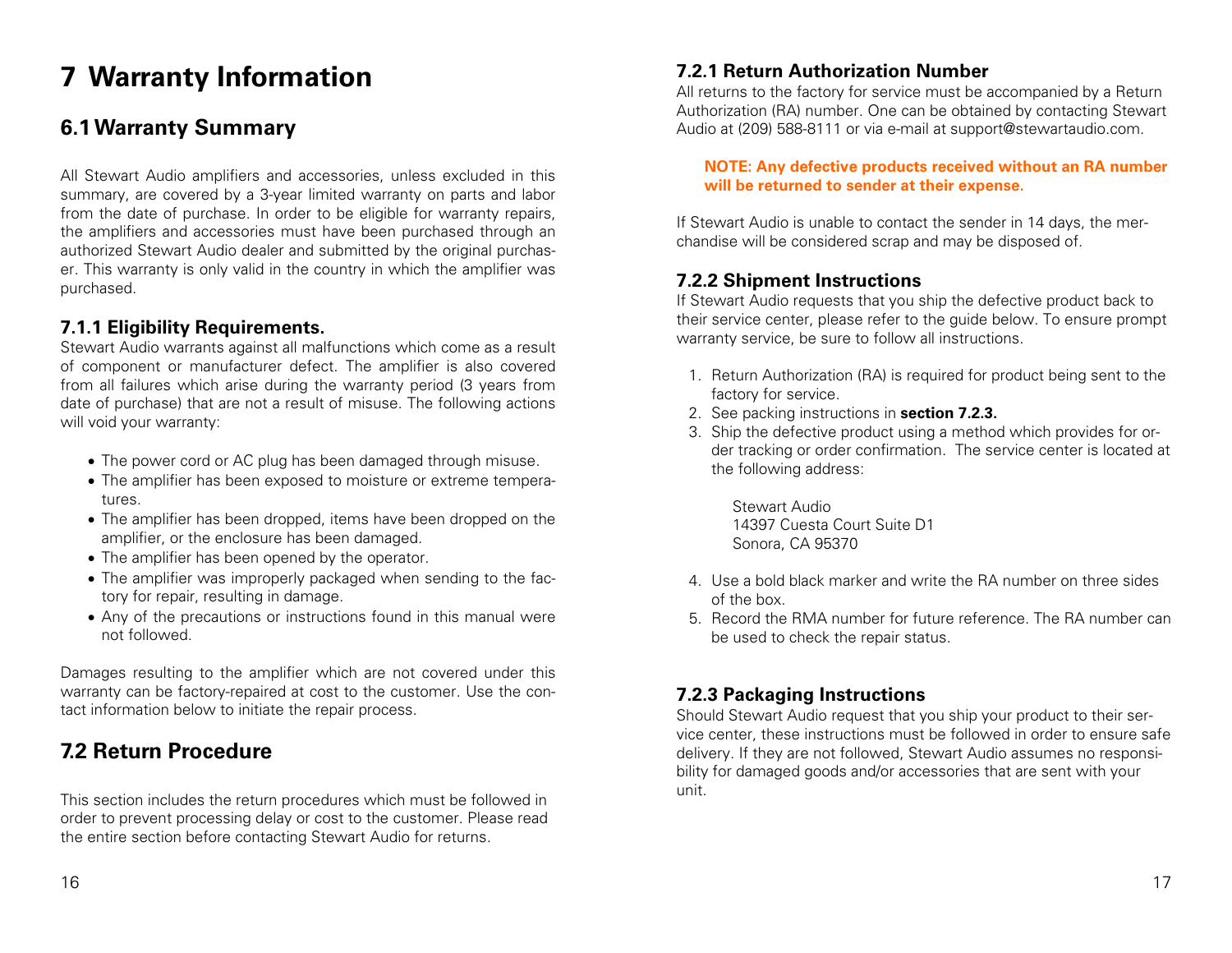# 7 Warranty Information

## 6.1 Warranty Summary

All Stewart Audio amplifiers and accessories, unless excluded in this summary, are covered by a 3-year limited warranty on parts and labor from the date of purchase. In order to be eligible for warranty repairs, the amplifiers and accessories must have been purchased through an authorized Stewart Audio dealer and submitted by the original purchaser. This warranty is only valid in the country in which the amplifier was purchased.

### 7.1.1 Eligibility Requirements.

Stewart Audio warrants against all malfunctions which come as a result of component or manufacturer defect. The amplifier is also covered from all failures which arise during the warranty period (3 years from date of purchase) that are not a result of misuse. The following actions will void your warranty:

- The power cord or AC plug has been damaged through misuse.
- The amplifier has been exposed to moisture or extreme temperatures.
- The amplifier has been dropped, items have been dropped on the amplifier, or the enclosure has been damaged.
- The amplifier has been opened by the operator.
- The amplifier was improperly packaged when sending to the factory for repair, resulting in damage.
- Any of the precautions or instructions found in this manual were not followed.

Damages resulting to the amplifier which are not covered under this warranty can be factory-repaired at cost to the customer. Use the contact information below to initiate the repair process.

## 7.2 Return Procedure

This section includes the return procedures which must be followed in order to prevent processing delay or cost to the customer. Please read the entire section before contacting Stewart Audio for returns.

### 7.2.1 Return Authorization Number

All returns to the factory for service must be accompanied by a Return Authorization (RA) number. One can be obtained by contacting Stewart Audio at (209) 588-8111 or via e-mail at support@stewartaudio.com.

**NOTE: Any defective products received without an RA number will be returned to sender at their expense.**

If Stewart Audio is unable to contact the sender in 14 days, the merchandise will be considered scrap and may be disposed of.

### 7.2.2 Shipment Instructions

If Stewart Audio requests that you ship the defective product back to their service center, please refer to the guide below. To ensure prompt warranty service, be sure to follow all instructions.

1. Return Authorization (RA) is required for product being sent to the factory for service.
2. See packing instructions in **section 7.2.3.**
3. Ship the defective product using a method which provides for order tracking or order confirmation. The service center is located at the following address:

   Stewart Audio
   14397 Cuesta Court Suite D1
   Sonora, CA 95370

4. Use a bold black marker and write the RA number on three sides of the box.
5. Record the RMA number for future reference. The RA number can be used to check the repair status.

### 7.2.3 Packaging Instructions

Should Stewart Audio request that you ship your product to their service center, these instructions must be followed in order to ensure safe delivery. If they are not followed, Stewart Audio assumes no responsibility for damaged goods and/or accessories that are sent with your unit.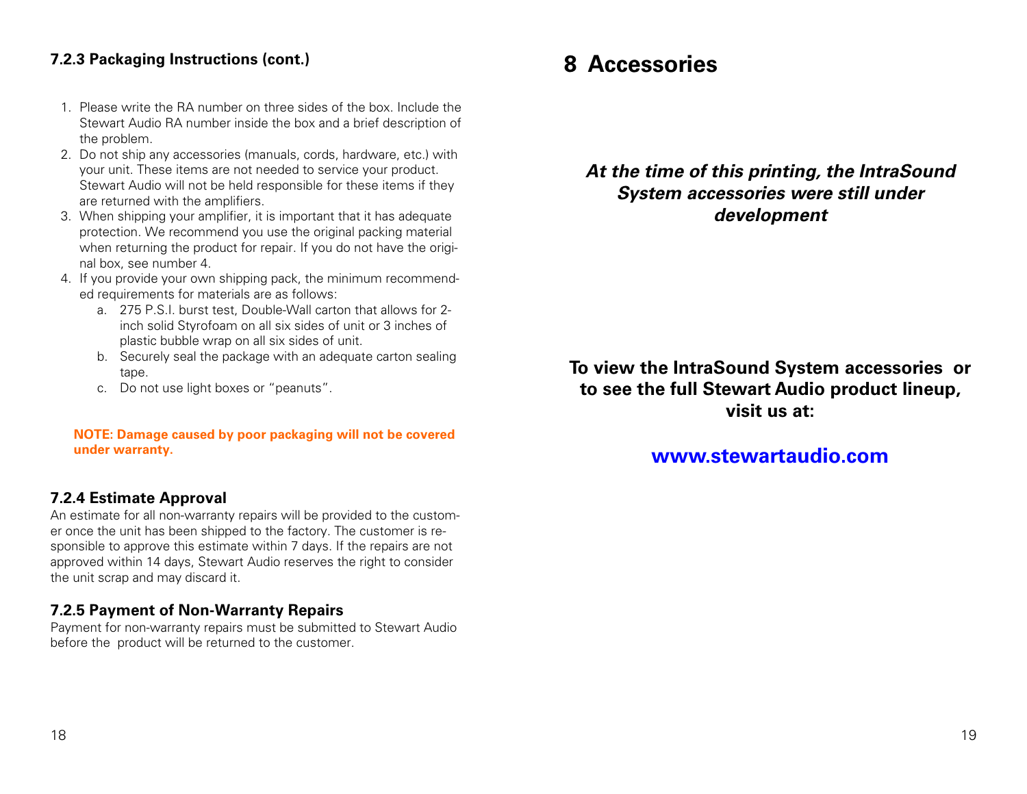### 7.2.3 Packaging Instructions (cont.)

1. Please write the RA number on three sides of the box. Include the Stewart Audio RA number inside the box and a brief description of the problem.
2. Do not ship any accessories (manuals, cords, hardware, etc.) with your unit. These items are not needed to service your product. Stewart Audio will not be held responsible for these items if they are returned with the amplifiers.
3. When shipping your amplifier, it is important that it has adequate protection. We recommend you use the original packing material when returning the product for repair. If you do not have the original box, see number 4.
4. If you provide your own shipping pack, the minimum recommended requirements for materials are as follows:
    a. 275 P.S.I. burst test, Double-Wall carton that allows for 2-inch solid Styrofoam on all six sides of unit or 3 inches of plastic bubble wrap on all six sides of unit.
    b. Securely seal the package with an adequate carton sealing tape.
    c. Do not use light boxes or "peanuts".

**NOTE: Damage caused by poor packaging will not be covered under warranty.**

### 7.2.4 Estimate Approval

An estimate for all non-warranty repairs will be provided to the customer once the unit has been shipped to the factory. The customer is responsible to approve this estimate within 7 days. If the repairs are not approved within 14 days, Stewart Audio reserves the right to consider the unit scrap and may discard it.

### 7.2.5 Payment of Non-Warranty Repairs

Payment for non-warranty repairs must be submitted to Stewart Audio before the product will be returned to the customer.

# 8 Accessories

***At the time of this printing, the IntraSound System accessories were still under development***

**To view the IntraSound System accessories or to see the full Stewart Audio product lineup, visit us at:**

**www.stewartaudio.com**